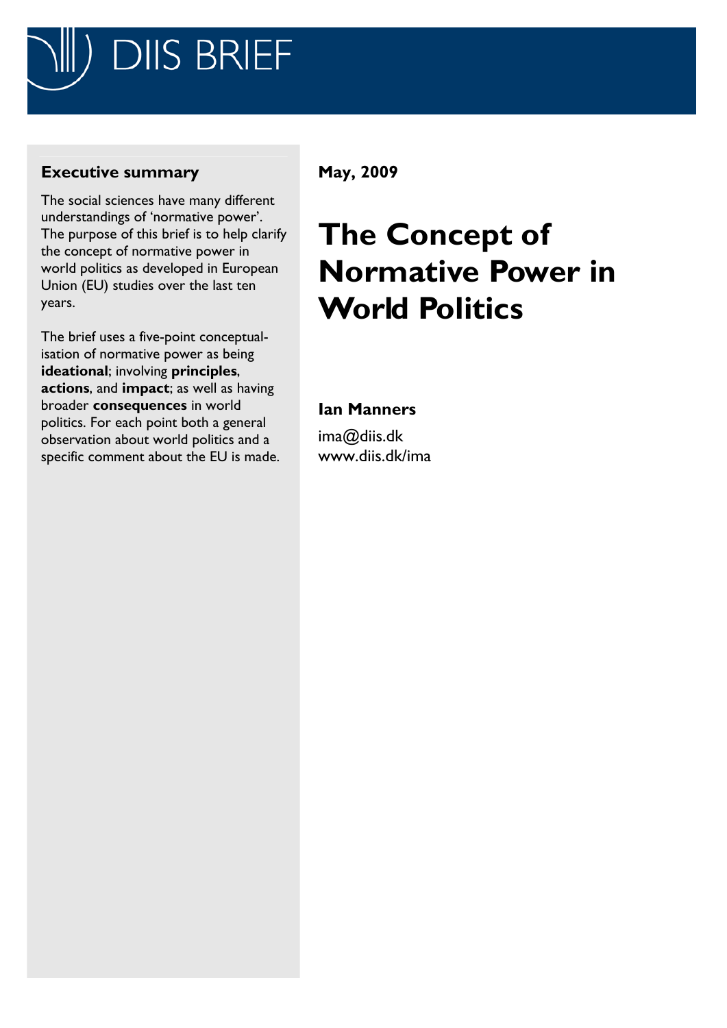# DIIS BRIEF

**May, 2009**

# The Concept of Normative Power in World Politics

**Ian Manners**

ima@diis.dk
www.diis.dk/ima

## Executive summary

The social sciences have many different understandings of 'normative power'. The purpose of this brief is to help clarify the concept of normative power in world politics as developed in European Union (EU) studies over the last ten years.

The brief uses a five-point conceptualisation of normative power as being **ideational**; involving **principles**, **actions**, and **impact**; as well as having broader **consequences** in world politics. For each point both a general observation about world politics and a specific comment about the EU is made.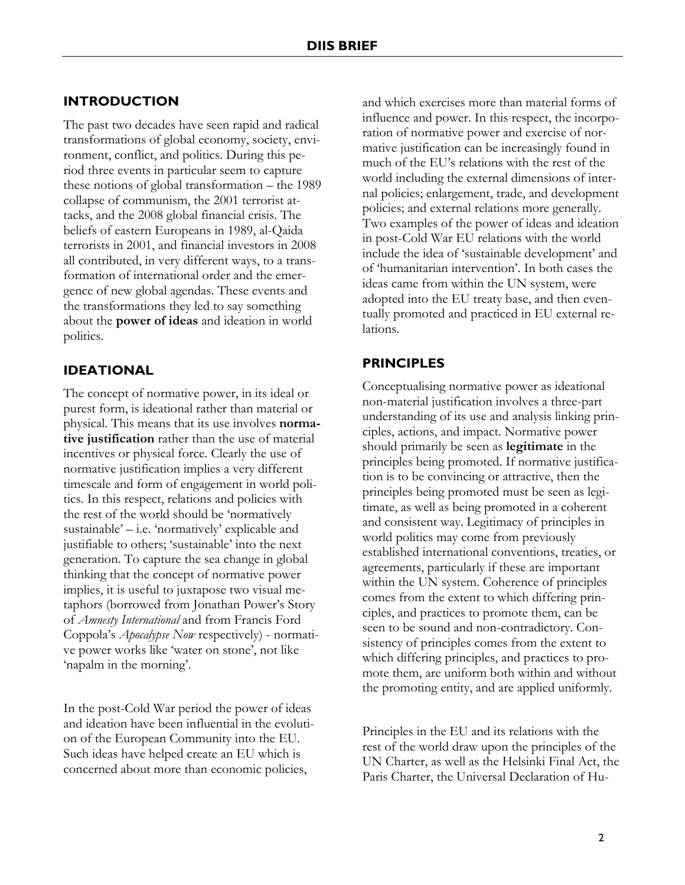## INTRODUCTION

The past two decades have seen rapid and radical transformations of global economy, society, environment, conflict, and politics. During this period three events in particular seem to capture these notions of global transformation – the 1989 collapse of communism, the 2001 terrorist attacks, and the 2008 global financial crisis. The beliefs of eastern Europeans in 1989, al-Qaida terrorists in 2001, and financial investors in 2008 all contributed, in very different ways, to a transformation of international order and the emergence of new global agendas. These events and the transformations they led to say something about the **power of ideas** and ideation in world politics.

## IDEATIONAL

The concept of normative power, in its ideal or purest form, is ideational rather than material or physical. This means that its use involves **normative justification** rather than the use of material incentives or physical force. Clearly the use of normative justification implies a very different timescale and form of engagement in world politics. In this respect, relations and policies with the rest of the world should be 'normatively sustainable' – i.e. 'normatively' explicable and justifiable to others; 'sustainable' into the next generation. To capture the sea change in global thinking that the concept of normative power implies, it is useful to juxtapose two visual metaphors (borrowed from Jonathan Power's Story of *Amnesty International* and from Francis Ford Coppola's *Apocalypse Now* respectively) - normative power works like 'water on stone', not like 'napalm in the morning'.

In the post-Cold War period the power of ideas and ideation have been influential in the evolution of the European Community into the EU. Such ideas have helped create an EU which is concerned about more than economic policies, and which exercises more than material forms of influence and power. In this respect, the incorporation of normative power and exercise of normative justification can be increasingly found in much of the EU's relations with the rest of the world including the external dimensions of internal policies; enlargement, trade, and development policies; and external relations more generally. Two examples of the power of ideas and ideation in post-Cold War EU relations with the world include the idea of 'sustainable development' and of 'humanitarian intervention'. In both cases the ideas came from within the UN system, were adopted into the EU treaty base, and then eventually promoted and practiced in EU external relations.

## PRINCIPLES

Conceptualising normative power as ideational non-material justification involves a three-part understanding of its use and analysis linking principles, actions, and impact. Normative power should primarily be seen as **legitimate** in the principles being promoted. If normative justification is to be convincing or attractive, then the principles being promoted must be seen as legitimate, as well as being promoted in a coherent and consistent way. Legitimacy of principles in world politics may come from previously established international conventions, treaties, or agreements, particularly if these are important within the UN system. Coherence of principles comes from the extent to which differing principles, and practices to promote them, can be seen to be sound and non-contradictory. Consistency of principles comes from the extent to which differing principles, and practices to promote them, are uniform both within and without the promoting entity, and are applied uniformly.

Principles in the EU and its relations with the rest of the world draw upon the principles of the UN Charter, as well as the Helsinki Final Act, the Paris Charter, the Universal Declaration of Hu-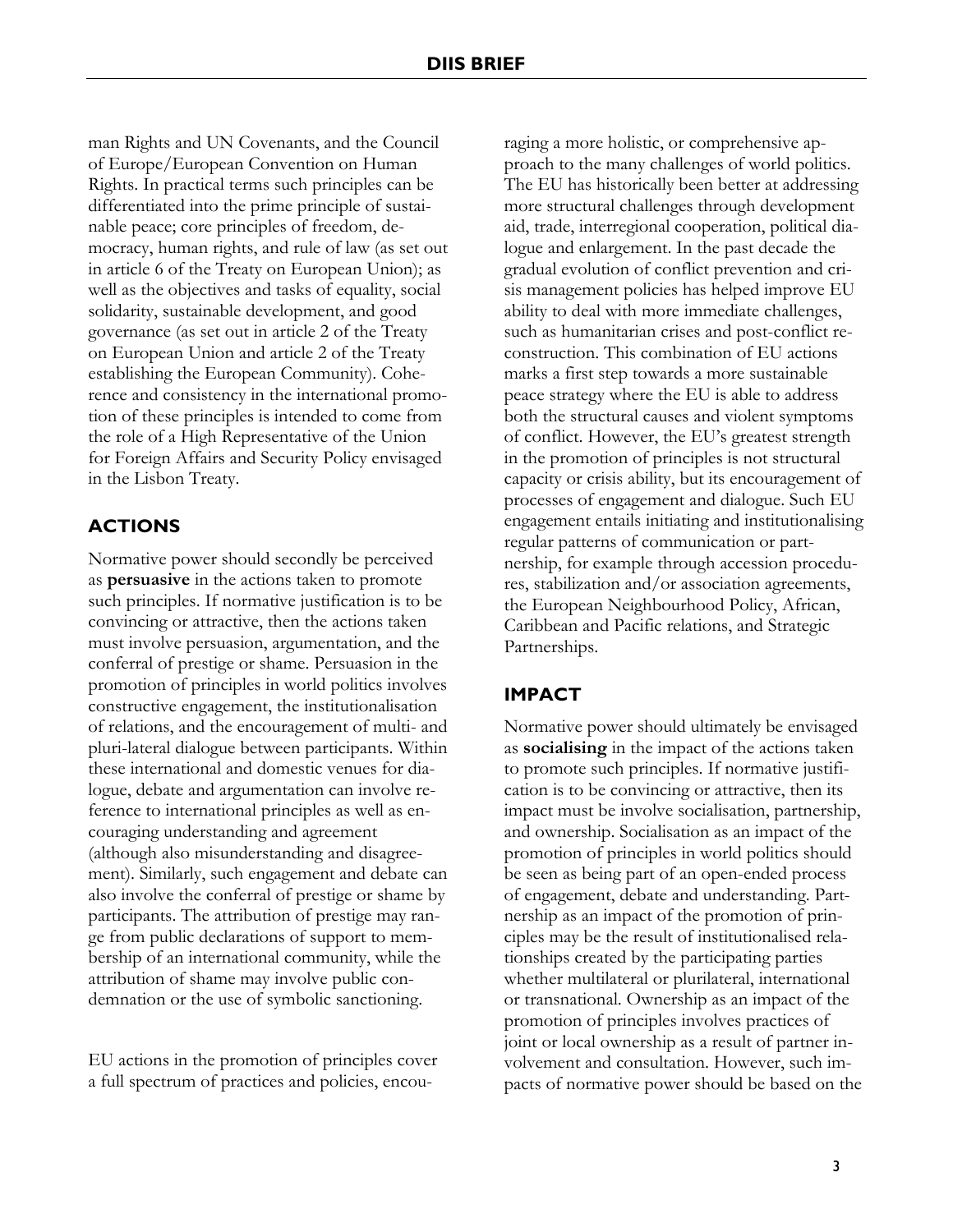man Rights and UN Covenants, and the Council of Europe/European Convention on Human Rights. In practical terms such principles can be differentiated into the prime principle of sustainable peace; core principles of freedom, democracy, human rights, and rule of law (as set out in article 6 of the Treaty on European Union); as well as the objectives and tasks of equality, social solidarity, sustainable development, and good governance (as set out in article 2 of the Treaty on European Union and article 2 of the Treaty establishing the European Community). Coherence and consistency in the international promotion of these principles is intended to come from the role of a High Representative of the Union for Foreign Affairs and Security Policy envisaged in the Lisbon Treaty.

## ACTIONS

Normative power should secondly be perceived as **persuasive** in the actions taken to promote such principles. If normative justification is to be convincing or attractive, then the actions taken must involve persuasion, argumentation, and the conferral of prestige or shame. Persuasion in the promotion of principles in world politics involves constructive engagement, the institutionalisation of relations, and the encouragement of multi- and pluri-lateral dialogue between participants. Within these international and domestic venues for dialogue, debate and argumentation can involve reference to international principles as well as encouraging understanding and agreement (although also misunderstanding and disagreement). Similarly, such engagement and debate can also involve the conferral of prestige or shame by participants. The attribution of prestige may range from public declarations of support to membership of an international community, while the attribution of shame may involve public condemnation or the use of symbolic sanctioning.

EU actions in the promotion of principles cover a full spectrum of practices and policies, encouraging a more holistic, or comprehensive approach to the many challenges of world politics. The EU has historically been better at addressing more structural challenges through development aid, trade, interregional cooperation, political dialogue and enlargement. In the past decade the gradual evolution of conflict prevention and crisis management policies has helped improve EU ability to deal with more immediate challenges, such as humanitarian crises and post-conflict reconstruction. This combination of EU actions marks a first step towards a more sustainable peace strategy where the EU is able to address both the structural causes and violent symptoms of conflict. However, the EU's greatest strength in the promotion of principles is not structural capacity or crisis ability, but its encouragement of processes of engagement and dialogue. Such EU engagement entails initiating and institutionalising regular patterns of communication or partnership, for example through accession procedures, stabilization and/or association agreements, the European Neighbourhood Policy, African, Caribbean and Pacific relations, and Strategic Partnerships.

## IMPACT

Normative power should ultimately be envisaged as **socialising** in the impact of the actions taken to promote such principles. If normative justification is to be convincing or attractive, then its impact must be involve socialisation, partnership, and ownership. Socialisation as an impact of the promotion of principles in world politics should be seen as being part of an open-ended process of engagement, debate and understanding. Partnership as an impact of the promotion of principles may be the result of institutionalised relationships created by the participating parties whether multilateral or plurilateral, international or transnational. Ownership as an impact of the promotion of principles involves practices of joint or local ownership as a result of partner involvement and consultation. However, such impacts of normative power should be based on the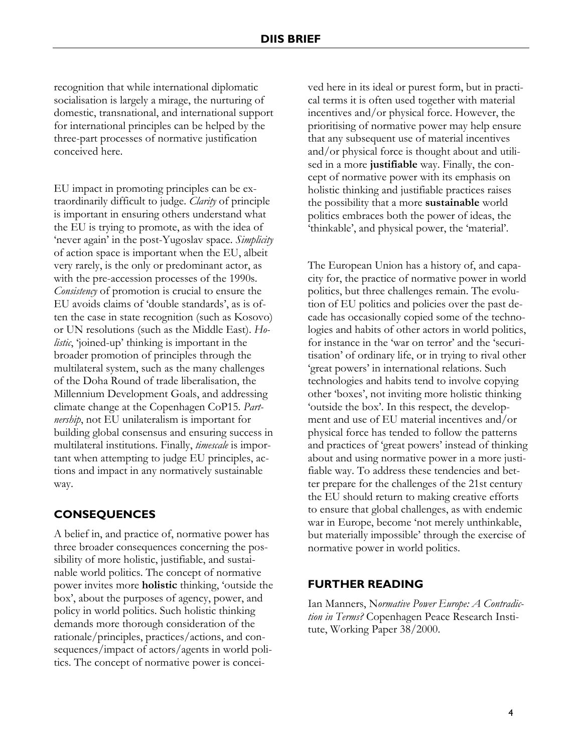recognition that while international diplomatic socialisation is largely a mirage, the nurturing of domestic, transnational, and international support for international principles can be helped by the three-part processes of normative justification conceived here.

EU impact in promoting principles can be extraordinarily difficult to judge. *Clarity* of principle is important in ensuring others understand what the EU is trying to promote, as with the idea of 'never again' in the post-Yugoslav space. *Simplicity* of action space is important when the EU, albeit very rarely, is the only or predominant actor, as with the pre-accession processes of the 1990s. *Consistency* of promotion is crucial to ensure the EU avoids claims of 'double standards', as is often the case in state recognition (such as Kosovo) or UN resolutions (such as the Middle East). *Holistic*, 'joined-up' thinking is important in the broader promotion of principles through the multilateral system, such as the many challenges of the Doha Round of trade liberalisation, the Millennium Development Goals, and addressing climate change at the Copenhagen CoP15. *Partnership*, not EU unilateralism is important for building global consensus and ensuring success in multilateral institutions. Finally, *timescale* is important when attempting to judge EU principles, actions and impact in any normatively sustainable way.

## CONSEQUENCES

A belief in, and practice of, normative power has three broader consequences concerning the possibility of more holistic, justifiable, and sustainable world politics. The concept of normative power invites more **holistic** thinking, 'outside the box', about the purposes of agency, power, and policy in world politics. Such holistic thinking demands more thorough consideration of the rationale/principles, practices/actions, and consequences/impact of actors/agents in world politics. The concept of normative power is conceived here in its ideal or purest form, but in practical terms it is often used together with material incentives and/or physical force. However, the prioritising of normative power may help ensure that any subsequent use of material incentives and/or physical force is thought about and utilised in a more **justifiable** way. Finally, the concept of normative power with its emphasis on holistic thinking and justifiable practices raises the possibility that a more **sustainable** world politics embraces both the power of ideas, the 'thinkable', and physical power, the 'material'.

The European Union has a history of, and capacity for, the practice of normative power in world politics, but three challenges remain. The evolution of EU politics and policies over the past decade has occasionally copied some of the technologies and habits of other actors in world politics, for instance in the 'war on terror' and the 'securitisation' of ordinary life, or in trying to rival other 'great powers' in international relations. Such technologies and habits tend to involve copying other 'boxes', not inviting more holistic thinking 'outside the box'. In this respect, the development and use of EU material incentives and/or physical force has tended to follow the patterns and practices of 'great powers' instead of thinking about and using normative power in a more justifiable way. To address these tendencies and better prepare for the challenges of the 21st century the EU should return to making creative efforts to ensure that global challenges, as with endemic war in Europe, become 'not merely unthinkable, but materially impossible' through the exercise of normative power in world politics.

## FURTHER READING

Ian Manners, *Normative Power Europe: A Contradiction in Terms?* Copenhagen Peace Research Institute, Working Paper 38/2000.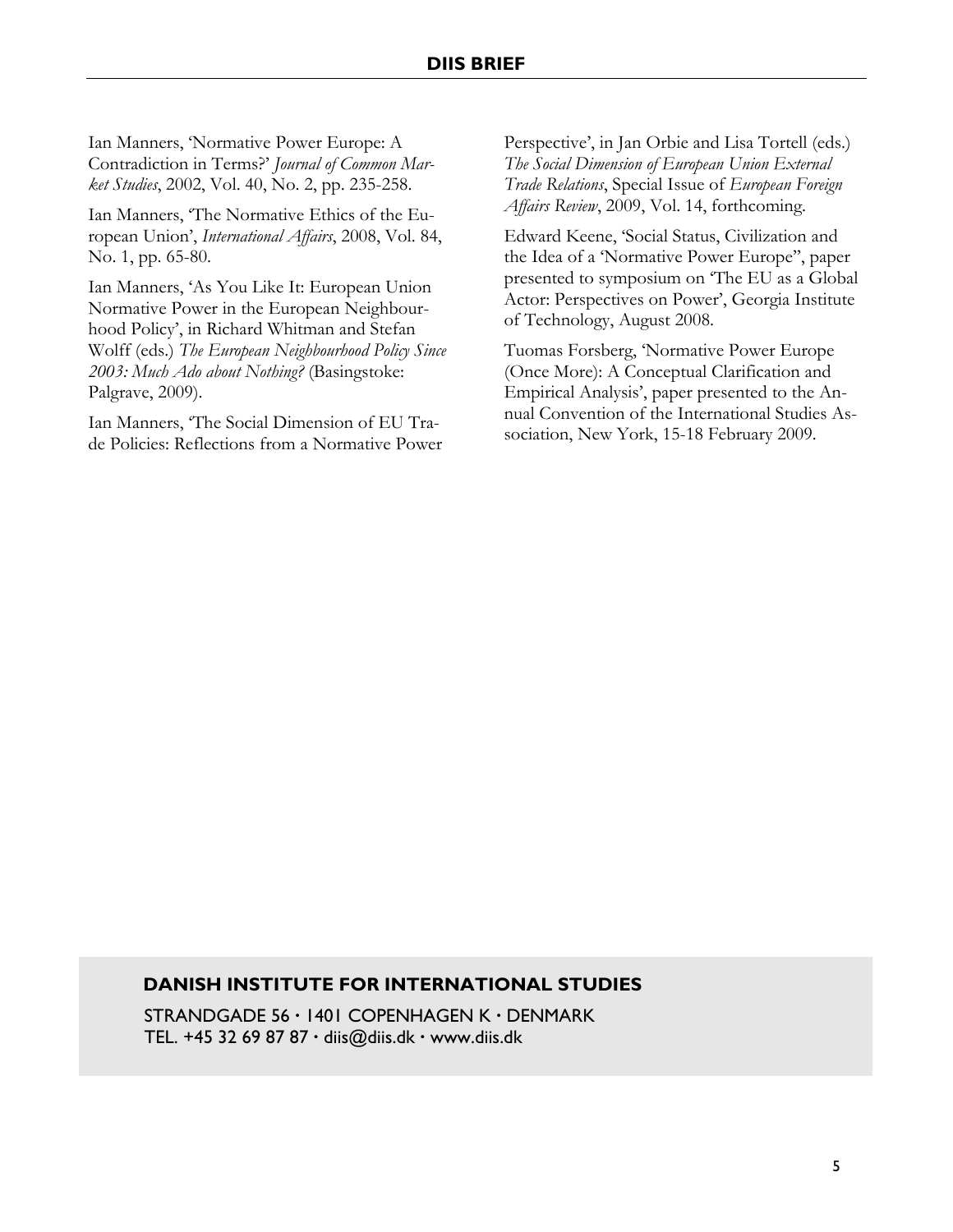Ian Manners, 'Normative Power Europe: A Contradiction in Terms?' *Journal of Common Market Studies*, 2002, Vol. 40, No. 2, pp. 235-258.

Ian Manners, 'The Normative Ethics of the European Union', *International Affairs*, 2008, Vol. 84, No. 1, pp. 65-80.

Ian Manners, 'As You Like It: European Union Normative Power in the European Neighbourhood Policy', in Richard Whitman and Stefan Wolff (eds.) *The European Neighbourhood Policy Since 2003: Much Ado about Nothing?* (Basingstoke: Palgrave, 2009).

Ian Manners, 'The Social Dimension of EU Trade Policies: Reflections from a Normative Power Perspective', in Jan Orbie and Lisa Tortell (eds.) *The Social Dimension of European Union External Trade Relations*, Special Issue of *European Foreign Affairs Review*, 2009, Vol. 14, forthcoming.

Edward Keene, 'Social Status, Civilization and the Idea of a 'Normative Power Europe'', paper presented to symposium on 'The EU as a Global Actor: Perspectives on Power', Georgia Institute of Technology, August 2008.

Tuomas Forsberg, 'Normative Power Europe (Once More): A Conceptual Clarification and Empirical Analysis', paper presented to the Annual Convention of the International Studies Association, New York, 15-18 February 2009.

**DANISH INSTITUTE FOR INTERNATIONAL STUDIES**

STRANDGADE 56 · 1401 COPENHAGEN K · DENMARK
TEL. +45 32 69 87 87 · diis@diis.dk · www.diis.dk